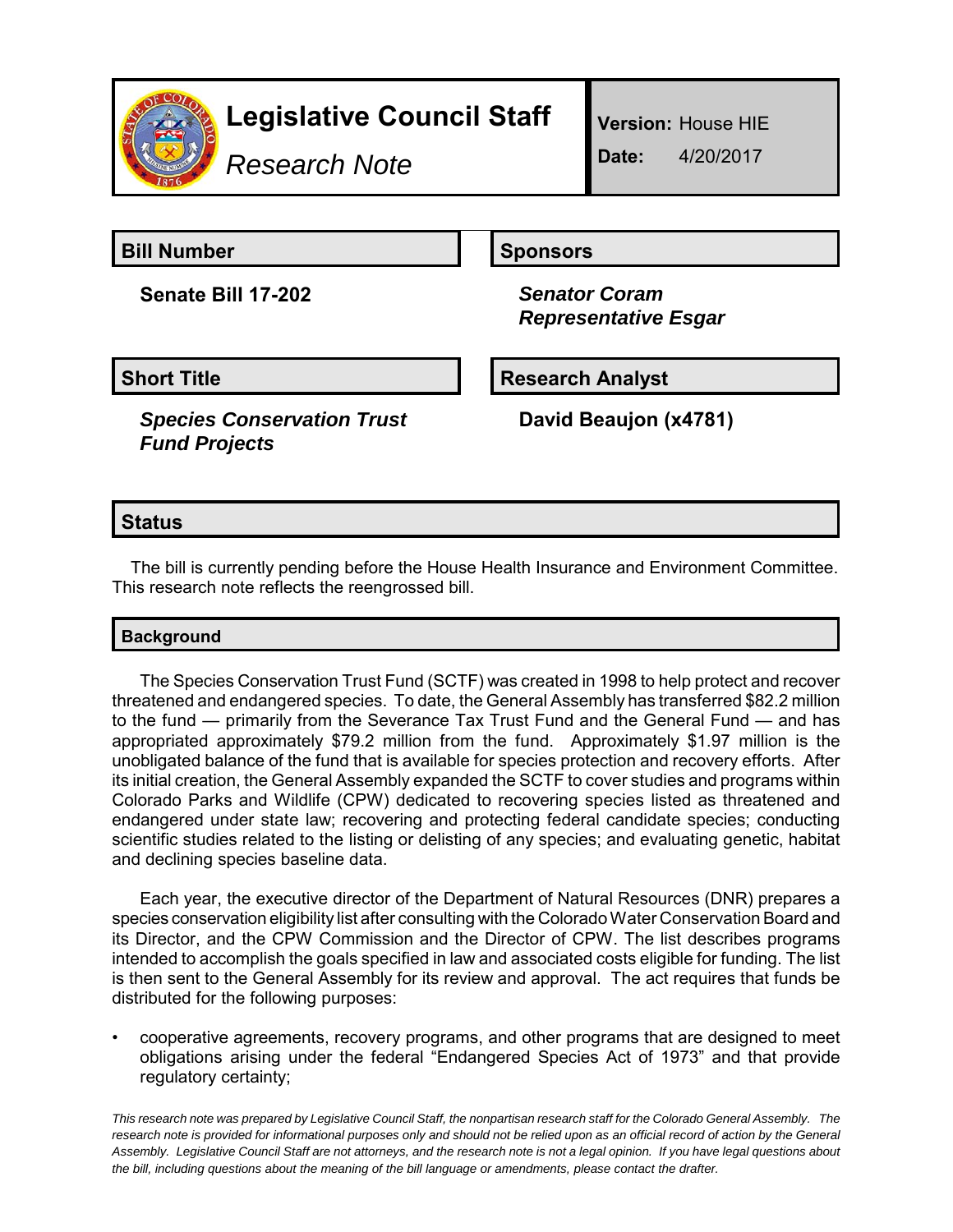# Legislative Council Staff

*Research Note*

**Version:** House HIE

**Date:** 4/20/2017

## Bill Number

**Senate Bill 17-202**

## Sponsors

***Senator Coram***
***Representative Esgar***

## Short Title

***Species Conservation Trust Fund Projects***

## Research Analyst

**David Beaujon (x4781)**

## Status

The bill is currently pending before the House Health Insurance and Environment Committee. This research note reflects the reengrossed bill.

## Background

The Species Conservation Trust Fund (SCTF) was created in 1998 to help protect and recover threatened and endangered species. To date, the General Assembly has transferred $82.2 million to the fund — primarily from the Severance Tax Trust Fund and the General Fund — and has appropriated approximately $79.2 million from the fund. Approximately $1.97 million is the unobligated balance of the fund that is available for species protection and recovery efforts. After its initial creation, the General Assembly expanded the SCTF to cover studies and programs within Colorado Parks and Wildlife (CPW) dedicated to recovering species listed as threatened and endangered under state law; recovering and protecting federal candidate species; conducting scientific studies related to the listing or delisting of any species; and evaluating genetic, habitat and declining species baseline data.

Each year, the executive director of the Department of Natural Resources (DNR) prepares a species conservation eligibility list after consulting with the Colorado Water Conservation Board and its Director, and the CPW Commission and the Director of CPW. The list describes programs intended to accomplish the goals specified in law and associated costs eligible for funding. The list is then sent to the General Assembly for its review and approval. The act requires that funds be distributed for the following purposes:

- cooperative agreements, recovery programs, and other programs that are designed to meet obligations arising under the federal "Endangered Species Act of 1973" and that provide regulatory certainty;

*This research note was prepared by Legislative Council Staff, the nonpartisan research staff for the Colorado General Assembly. The research note is provided for informational purposes only and should not be relied upon as an official record of action by the General Assembly. Legislative Council Staff are not attorneys, and the research note is not a legal opinion. If you have legal questions about the bill, including questions about the meaning of the bill language or amendments, please contact the drafter.*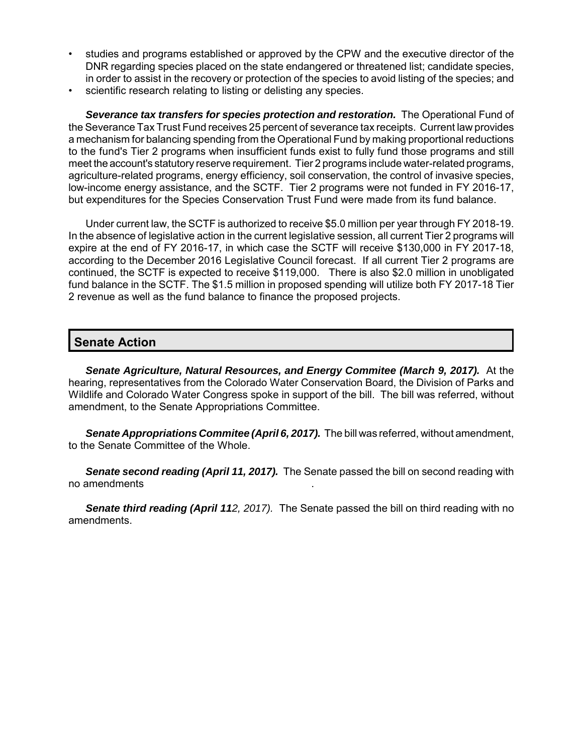- studies and programs established or approved by the CPW and the executive director of the DNR regarding species placed on the state endangered or threatened list; candidate species, in order to assist in the recovery or protection of the species to avoid listing of the species; and
- scientific research relating to listing or delisting any species.

***Severance tax transfers for species protection and restoration.*** The Operational Fund of the Severance Tax Trust Fund receives 25 percent of severance tax receipts. Current law provides a mechanism for balancing spending from the Operational Fund by making proportional reductions to the fund's Tier 2 programs when insufficient funds exist to fully fund those programs and still meet the account's statutory reserve requirement. Tier 2 programs include water-related programs, agriculture-related programs, energy efficiency, soil conservation, the control of invasive species, low-income energy assistance, and the SCTF. Tier 2 programs were not funded in FY 2016-17, but expenditures for the Species Conservation Trust Fund were made from its fund balance.

Under current law, the SCTF is authorized to receive $5.0 million per year through FY 2018-19. In the absence of legislative action in the current legislative session, all current Tier 2 programs will expire at the end of FY 2016-17, in which case the SCTF will receive $130,000 in FY 2017-18, according to the December 2016 Legislative Council forecast. If all current Tier 2 programs are continued, the SCTF is expected to receive $119,000. There is also $2.0 million in unobligated fund balance in the SCTF. The $1.5 million in proposed spending will utilize both FY 2017-18 Tier 2 revenue as well as the fund balance to finance the proposed projects.

## Senate Action

***Senate Agriculture, Natural Resources, and Energy Commitee (March 9, 2017).*** At the hearing, representatives from the Colorado Water Conservation Board, the Division of Parks and Wildlife and Colorado Water Congress spoke in support of the bill. The bill was referred, without amendment, to the Senate Appropriations Committee.

***Senate Appropriations Commitee (April 6, 2017).*** The bill was referred, without amendment, to the Senate Committee of the Whole.

***Senate second reading (April 11, 2017).*** The Senate passed the bill on second reading with no amendments .

***Senate third reading (April 11****2, 2017).*** The Senate passed the bill on third reading with no amendments.